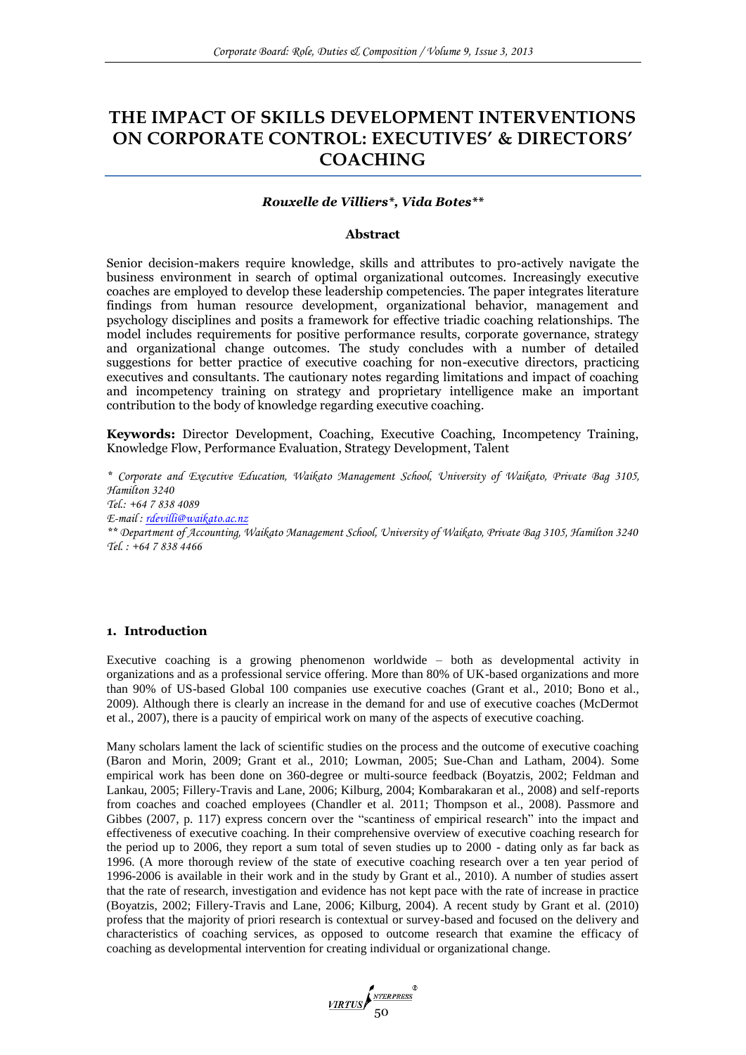# THE IMPACT OF SKILLS DEVELOPMENT INTERVENTIONS ON CORPORATE CONTROL: EXECUTIVES' & DIRECTORS' COACHING

***Rouxelle de Villiers\*, Vida Botes\*\****

### Abstract

Senior decision-makers require knowledge, skills and attributes to pro-actively navigate the business environment in search of optimal organizational outcomes. Increasingly executive coaches are employed to develop these leadership competencies. The paper integrates literature findings from human resource development, organizational behavior, management and psychology disciplines and posits a framework for effective triadic coaching relationships. The model includes requirements for positive performance results, corporate governance, strategy and organizational change outcomes. The study concludes with a number of detailed suggestions for better practice of executive coaching for non-executive directors, practicing executives and consultants. The cautionary notes regarding limitations and impact of coaching and incompetency training on strategy and proprietary intelligence make an important contribution to the body of knowledge regarding executive coaching.

**Keywords:** Director Development, Coaching, Executive Coaching, Incompetency Training, Knowledge Flow, Performance Evaluation, Strategy Development, Talent

*\* Corporate and Executive Education, Waikato Management School, University of Waikato, Private Bag 3105, Hamilton 3240*
*Tel.: +64 7 838 4089*
*E-mail : rdevilli@waikato.ac.nz*
*\*\* Department of Accounting, Waikato Management School, University of Waikato, Private Bag 3105, Hamilton 3240*
*Tel. : +64 7 838 4466*

## 1. Introduction

Executive coaching is a growing phenomenon worldwide – both as developmental activity in organizations and as a professional service offering. More than 80% of UK-based organizations and more than 90% of US-based Global 100 companies use executive coaches (Grant et al., 2010; Bono et al., 2009). Although there is clearly an increase in the demand for and use of executive coaches (McDermot et al., 2007), there is a paucity of empirical work on many of the aspects of executive coaching.

Many scholars lament the lack of scientific studies on the process and the outcome of executive coaching (Baron and Morin, 2009; Grant et al., 2010; Lowman, 2005; Sue-Chan and Latham, 2004). Some empirical work has been done on 360-degree or multi-source feedback (Boyatzis, 2002; Feldman and Lankau, 2005; Fillery-Travis and Lane, 2006; Kilburg, 2004; Kombarakaran et al., 2008) and self-reports from coaches and coached employees (Chandler et al. 2011; Thompson et al., 2008). Passmore and Gibbes (2007, p. 117) express concern over the "scantiness of empirical research" into the impact and effectiveness of executive coaching. In their comprehensive overview of executive coaching research for the period up to 2006, they report a sum total of seven studies up to 2000 - dating only as far back as 1996. (A more thorough review of the state of executive coaching research over a ten year period of 1996-2006 is available in their work and in the study by Grant et al., 2010). A number of studies assert that the rate of research, investigation and evidence has not kept pace with the rate of increase in practice (Boyatzis, 2002; Fillery-Travis and Lane, 2006; Kilburg, 2004). A recent study by Grant et al. (2010) profess that the majority of priori research is contextual or survey-based and focused on the delivery and characteristics of coaching services, as opposed to outcome research that examine the efficacy of coaching as developmental intervention for creating individual or organizational change.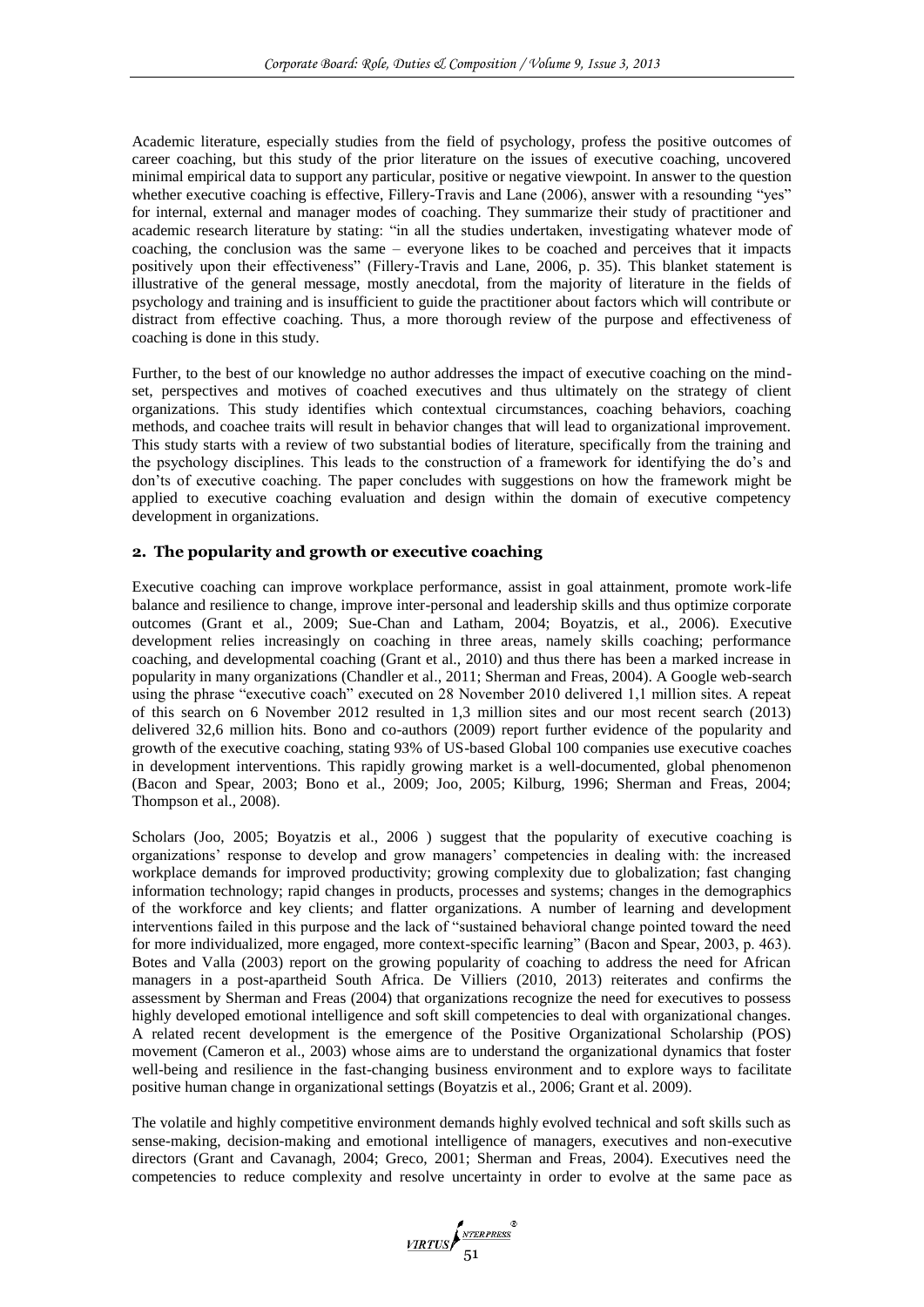Academic literature, especially studies from the field of psychology, profess the positive outcomes of career coaching, but this study of the prior literature on the issues of executive coaching, uncovered minimal empirical data to support any particular, positive or negative viewpoint. In answer to the question whether executive coaching is effective, Fillery-Travis and Lane (2006), answer with a resounding "yes" for internal, external and manager modes of coaching. They summarize their study of practitioner and academic research literature by stating: "in all the studies undertaken, investigating whatever mode of coaching, the conclusion was the same – everyone likes to be coached and perceives that it impacts positively upon their effectiveness" (Fillery-Travis and Lane, 2006, p. 35). This blanket statement is illustrative of the general message, mostly anecdotal, from the majority of literature in the fields of psychology and training and is insufficient to guide the practitioner about factors which will contribute or distract from effective coaching. Thus, a more thorough review of the purpose and effectiveness of coaching is done in this study.

Further, to the best of our knowledge no author addresses the impact of executive coaching on the mind-set, perspectives and motives of coached executives and thus ultimately on the strategy of client organizations. This study identifies which contextual circumstances, coaching behaviors, coaching methods, and coachee traits will result in behavior changes that will lead to organizational improvement. This study starts with a review of two substantial bodies of literature, specifically from the training and the psychology disciplines. This leads to the construction of a framework for identifying the do's and don'ts of executive coaching. The paper concludes with suggestions on how the framework might be applied to executive coaching evaluation and design within the domain of executive competency development in organizations.

## 2. The popularity and growth or executive coaching

Executive coaching can improve workplace performance, assist in goal attainment, promote work-life balance and resilience to change, improve inter-personal and leadership skills and thus optimize corporate outcomes (Grant et al., 2009; Sue-Chan and Latham, 2004; Boyatzis, et al., 2006). Executive development relies increasingly on coaching in three areas, namely skills coaching; performance coaching, and developmental coaching (Grant et al., 2010) and thus there has been a marked increase in popularity in many organizations (Chandler et al., 2011; Sherman and Freas, 2004). A Google web-search using the phrase "executive coach" executed on 28 November 2010 delivered 1,1 million sites. A repeat of this search on 6 November 2012 resulted in 1,3 million sites and our most recent search (2013) delivered 32,6 million hits. Bono and co-authors (2009) report further evidence of the popularity and growth of the executive coaching, stating 93% of US-based Global 100 companies use executive coaches in development interventions. This rapidly growing market is a well-documented, global phenomenon (Bacon and Spear, 2003; Bono et al., 2009; Joo, 2005; Kilburg, 1996; Sherman and Freas, 2004; Thompson et al., 2008).

Scholars (Joo, 2005; Boyatzis et al., 2006 ) suggest that the popularity of executive coaching is organizations' response to develop and grow managers' competencies in dealing with: the increased workplace demands for improved productivity; growing complexity due to globalization; fast changing information technology; rapid changes in products, processes and systems; changes in the demographics of the workforce and key clients; and flatter organizations. A number of learning and development interventions failed in this purpose and the lack of "sustained behavioral change pointed toward the need for more individualized, more engaged, more context-specific learning" (Bacon and Spear, 2003, p. 463). Botes and Valla (2003) report on the growing popularity of coaching to address the need for African managers in a post-apartheid South Africa. De Villiers (2010, 2013) reiterates and confirms the assessment by Sherman and Freas (2004) that organizations recognize the need for executives to possess highly developed emotional intelligence and soft skill competencies to deal with organizational changes. A related recent development is the emergence of the Positive Organizational Scholarship (POS) movement (Cameron et al., 2003) whose aims are to understand the organizational dynamics that foster well-being and resilience in the fast-changing business environment and to explore ways to facilitate positive human change in organizational settings (Boyatzis et al., 2006; Grant et al. 2009).

The volatile and highly competitive environment demands highly evolved technical and soft skills such as sense-making, decision-making and emotional intelligence of managers, executives and non-executive directors (Grant and Cavanagh, 2004; Greco, 2001; Sherman and Freas, 2004). Executives need the competencies to reduce complexity and resolve uncertainty in order to evolve at the same pace as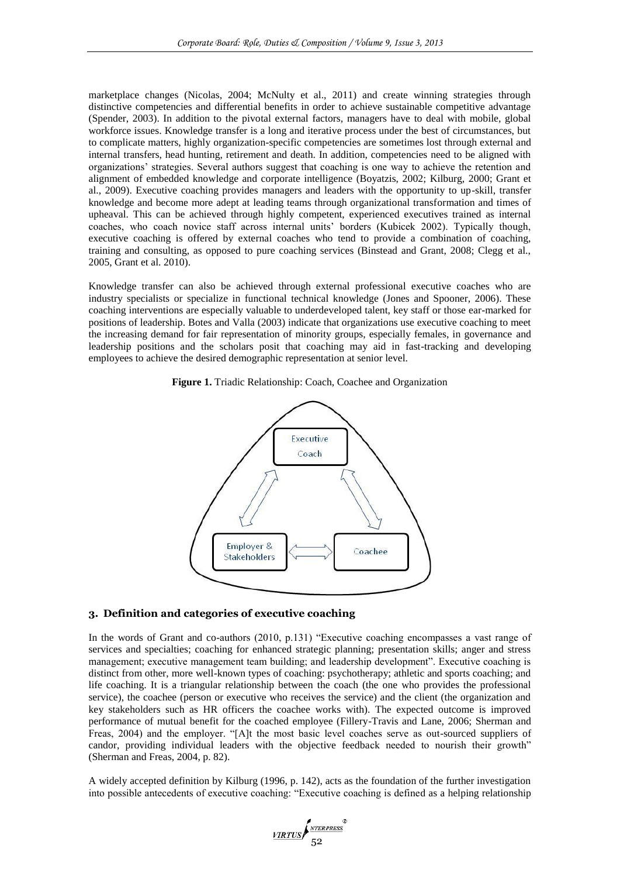marketplace changes (Nicolas, 2004; McNulty et al., 2011) and create winning strategies through distinctive competencies and differential benefits in order to achieve sustainable competitive advantage (Spender, 2003). In addition to the pivotal external factors, managers have to deal with mobile, global workforce issues. Knowledge transfer is a long and iterative process under the best of circumstances, but to complicate matters, highly organization-specific competencies are sometimes lost through external and internal transfers, head hunting, retirement and death. In addition, competencies need to be aligned with organizations' strategies. Several authors suggest that coaching is one way to achieve the retention and alignment of embedded knowledge and corporate intelligence (Boyatzis, 2002; Kilburg, 2000; Grant et al., 2009). Executive coaching provides managers and leaders with the opportunity to up-skill, transfer knowledge and become more adept at leading teams through organizational transformation and times of upheaval. This can be achieved through highly competent, experienced executives trained as internal coaches, who coach novice staff across internal units' borders (Kubicek 2002). Typically though, executive coaching is offered by external coaches who tend to provide a combination of coaching, training and consulting, as opposed to pure coaching services (Binstead and Grant, 2008; Clegg et al., 2005, Grant et al. 2010).

Knowledge transfer can also be achieved through external professional executive coaches who are industry specialists or specialize in functional technical knowledge (Jones and Spooner, 2006). These coaching interventions are especially valuable to underdeveloped talent, key staff or those ear-marked for positions of leadership. Botes and Valla (2003) indicate that organizations use executive coaching to meet the increasing demand for fair representation of minority groups, especially females, in governance and leadership positions and the scholars posit that coaching may aid in fast-tracking and developing employees to achieve the desired demographic representation at senior level.

**Figure 1.** Triadic Relationship: Coach, Coachee and Organization

Executive Coach

Employer & Stakeholders

Coachee

## 3. Definition and categories of executive coaching

In the words of Grant and co-authors (2010, p.131) "Executive coaching encompasses a vast range of services and specialties; coaching for enhanced strategic planning; presentation skills; anger and stress management; executive management team building; and leadership development". Executive coaching is distinct from other, more well-known types of coaching: psychotherapy; athletic and sports coaching; and life coaching. It is a triangular relationship between the coach (the one who provides the professional service), the coachee (person or executive who receives the service) and the client (the organization and key stakeholders such as HR officers the coachee works with). The expected outcome is improved performance of mutual benefit for the coached employee (Fillery-Travis and Lane, 2006; Sherman and Freas, 2004) and the employer. "[A]t the most basic level coaches serve as out-sourced suppliers of candor, providing individual leaders with the objective feedback needed to nourish their growth" (Sherman and Freas, 2004, p. 82).

A widely accepted definition by Kilburg (1996, p. 142), acts as the foundation of the further investigation into possible antecedents of executive coaching: "Executive coaching is defined as a helping relationship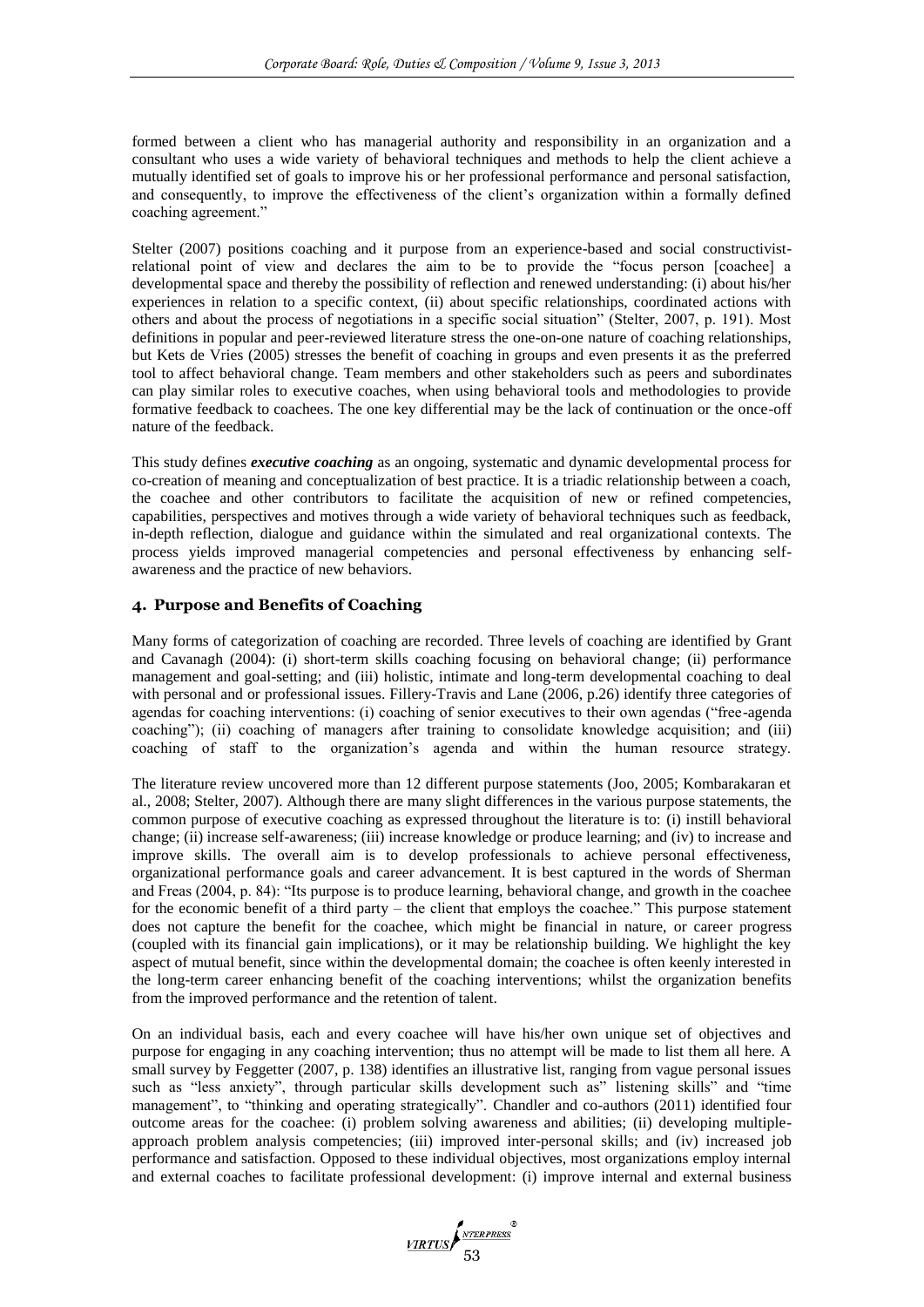formed between a client who has managerial authority and responsibility in an organization and a consultant who uses a wide variety of behavioral techniques and methods to help the client achieve a mutually identified set of goals to improve his or her professional performance and personal satisfaction, and consequently, to improve the effectiveness of the client's organization within a formally defined coaching agreement."

Stelter (2007) positions coaching and it purpose from an experience-based and social constructivist-relational point of view and declares the aim to be to provide the "focus person [coachee] a developmental space and thereby the possibility of reflection and renewed understanding: (i) about his/her experiences in relation to a specific context, (ii) about specific relationships, coordinated actions with others and about the process of negotiations in a specific social situation" (Stelter, 2007, p. 191). Most definitions in popular and peer-reviewed literature stress the one-on-one nature of coaching relationships, but Kets de Vries (2005) stresses the benefit of coaching in groups and even presents it as the preferred tool to affect behavioral change. Team members and other stakeholders such as peers and subordinates can play similar roles to executive coaches, when using behavioral tools and methodologies to provide formative feedback to coachees. The one key differential may be the lack of continuation or the once-off nature of the feedback.

This study defines ***executive coaching*** as an ongoing, systematic and dynamic developmental process for co-creation of meaning and conceptualization of best practice. It is a triadic relationship between a coach, the coachee and other contributors to facilitate the acquisition of new or refined competencies, capabilities, perspectives and motives through a wide variety of behavioral techniques such as feedback, in-depth reflection, dialogue and guidance within the simulated and real organizational contexts. The process yields improved managerial competencies and personal effectiveness by enhancing self-awareness and the practice of new behaviors.

## 4. Purpose and Benefits of Coaching

Many forms of categorization of coaching are recorded. Three levels of coaching are identified by Grant and Cavanagh (2004): (i) short-term skills coaching focusing on behavioral change; (ii) performance management and goal-setting; and (iii) holistic, intimate and long-term developmental coaching to deal with personal and or professional issues. Fillery-Travis and Lane (2006, p.26) identify three categories of agendas for coaching interventions: (i) coaching of senior executives to their own agendas ("free-agenda coaching"); (ii) coaching of managers after training to consolidate knowledge acquisition; and (iii) coaching of staff to the organization's agenda and within the human resource strategy.

The literature review uncovered more than 12 different purpose statements (Joo, 2005; Kombarakaran et al., 2008; Stelter, 2007). Although there are many slight differences in the various purpose statements, the common purpose of executive coaching as expressed throughout the literature is to: (i) instill behavioral change; (ii) increase self-awareness; (iii) increase knowledge or produce learning; and (iv) to increase and improve skills. The overall aim is to develop professionals to achieve personal effectiveness, organizational performance goals and career advancement. It is best captured in the words of Sherman and Freas (2004, p. 84): "Its purpose is to produce learning, behavioral change, and growth in the coachee for the economic benefit of a third party – the client that employs the coachee." This purpose statement does not capture the benefit for the coachee, which might be financial in nature, or career progress (coupled with its financial gain implications), or it may be relationship building. We highlight the key aspect of mutual benefit, since within the developmental domain; the coachee is often keenly interested in the long-term career enhancing benefit of the coaching interventions; whilst the organization benefits from the improved performance and the retention of talent.

On an individual basis, each and every coachee will have his/her own unique set of objectives and purpose for engaging in any coaching intervention; thus no attempt will be made to list them all here. A small survey by Feggetter (2007, p. 138) identifies an illustrative list, ranging from vague personal issues such as "less anxiety", through particular skills development such as" listening skills" and "time management", to "thinking and operating strategically". Chandler and co-authors (2011) identified four outcome areas for the coachee: (i) problem solving awareness and abilities; (ii) developing multiple-approach problem analysis competencies; (iii) improved inter-personal skills; and (iv) increased job performance and satisfaction. Opposed to these individual objectives, most organizations employ internal and external coaches to facilitate professional development: (i) improve internal and external business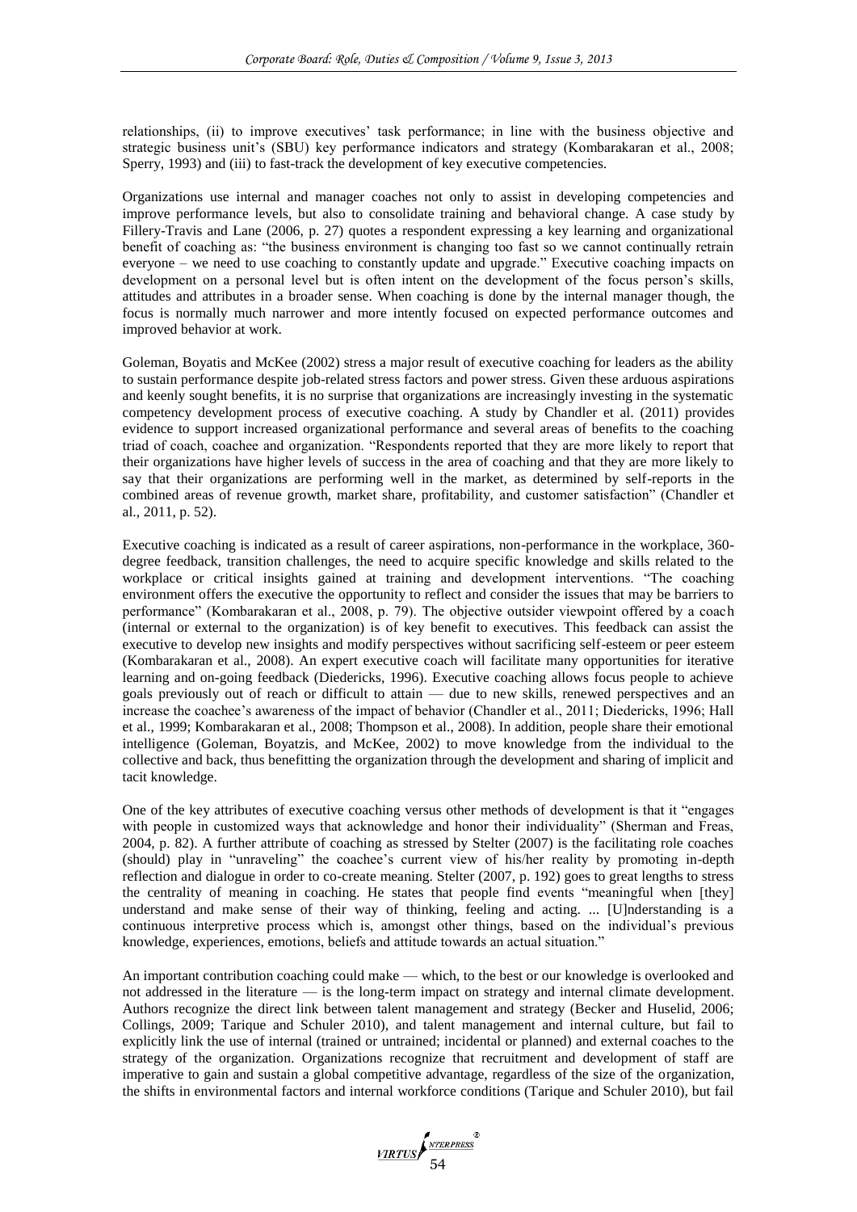relationships, (ii) to improve executives' task performance; in line with the business objective and strategic business unit's (SBU) key performance indicators and strategy (Kombarakaran et al., 2008; Sperry, 1993) and (iii) to fast-track the development of key executive competencies.

Organizations use internal and manager coaches not only to assist in developing competencies and improve performance levels, but also to consolidate training and behavioral change. A case study by Fillery-Travis and Lane (2006, p. 27) quotes a respondent expressing a key learning and organizational benefit of coaching as: "the business environment is changing too fast so we cannot continually retrain everyone – we need to use coaching to constantly update and upgrade." Executive coaching impacts on development on a personal level but is often intent on the development of the focus person's skills, attitudes and attributes in a broader sense. When coaching is done by the internal manager though, the focus is normally much narrower and more intently focused on expected performance outcomes and improved behavior at work.

Goleman, Boyatis and McKee (2002) stress a major result of executive coaching for leaders as the ability to sustain performance despite job-related stress factors and power stress. Given these arduous aspirations and keenly sought benefits, it is no surprise that organizations are increasingly investing in the systematic competency development process of executive coaching. A study by Chandler et al. (2011) provides evidence to support increased organizational performance and several areas of benefits to the coaching triad of coach, coachee and organization. "Respondents reported that they are more likely to report that their organizations have higher levels of success in the area of coaching and that they are more likely to say that their organizations are performing well in the market, as determined by self-reports in the combined areas of revenue growth, market share, profitability, and customer satisfaction" (Chandler et al., 2011, p. 52).

Executive coaching is indicated as a result of career aspirations, non-performance in the workplace, 360-degree feedback, transition challenges, the need to acquire specific knowledge and skills related to the workplace or critical insights gained at training and development interventions. "The coaching environment offers the executive the opportunity to reflect and consider the issues that may be barriers to performance" (Kombarakaran et al., 2008, p. 79). The objective outsider viewpoint offered by a coach (internal or external to the organization) is of key benefit to executives. This feedback can assist the executive to develop new insights and modify perspectives without sacrificing self-esteem or peer esteem (Kombarakaran et al., 2008). An expert executive coach will facilitate many opportunities for iterative learning and on-going feedback (Diedericks, 1996). Executive coaching allows focus people to achieve goals previously out of reach or difficult to attain — due to new skills, renewed perspectives and an increase the coachee's awareness of the impact of behavior (Chandler et al., 2011; Diedericks, 1996; Hall et al., 1999; Kombarakaran et al., 2008; Thompson et al., 2008). In addition, people share their emotional intelligence (Goleman, Boyatzis, and McKee, 2002) to move knowledge from the individual to the collective and back, thus benefitting the organization through the development and sharing of implicit and tacit knowledge.

One of the key attributes of executive coaching versus other methods of development is that it "engages with people in customized ways that acknowledge and honor their individuality" (Sherman and Freas, 2004, p. 82). A further attribute of coaching as stressed by Stelter (2007) is the facilitating role coaches (should) play in "unraveling" the coachee's current view of his/her reality by promoting in-depth reflection and dialogue in order to co-create meaning. Stelter (2007, p. 192) goes to great lengths to stress the centrality of meaning in coaching. He states that people find events "meaningful when [they] understand and make sense of their way of thinking, feeling and acting. ... [U]nderstanding is a continuous interpretive process which is, amongst other things, based on the individual's previous knowledge, experiences, emotions, beliefs and attitude towards an actual situation."

An important contribution coaching could make — which, to the best or our knowledge is overlooked and not addressed in the literature — is the long-term impact on strategy and internal climate development. Authors recognize the direct link between talent management and strategy (Becker and Huselid, 2006; Collings, 2009; Tarique and Schuler 2010), and talent management and internal culture, but fail to explicitly link the use of internal (trained or untrained; incidental or planned) and external coaches to the strategy of the organization. Organizations recognize that recruitment and development of staff are imperative to gain and sustain a global competitive advantage, regardless of the size of the organization, the shifts in environmental factors and internal workforce conditions (Tarique and Schuler 2010), but fail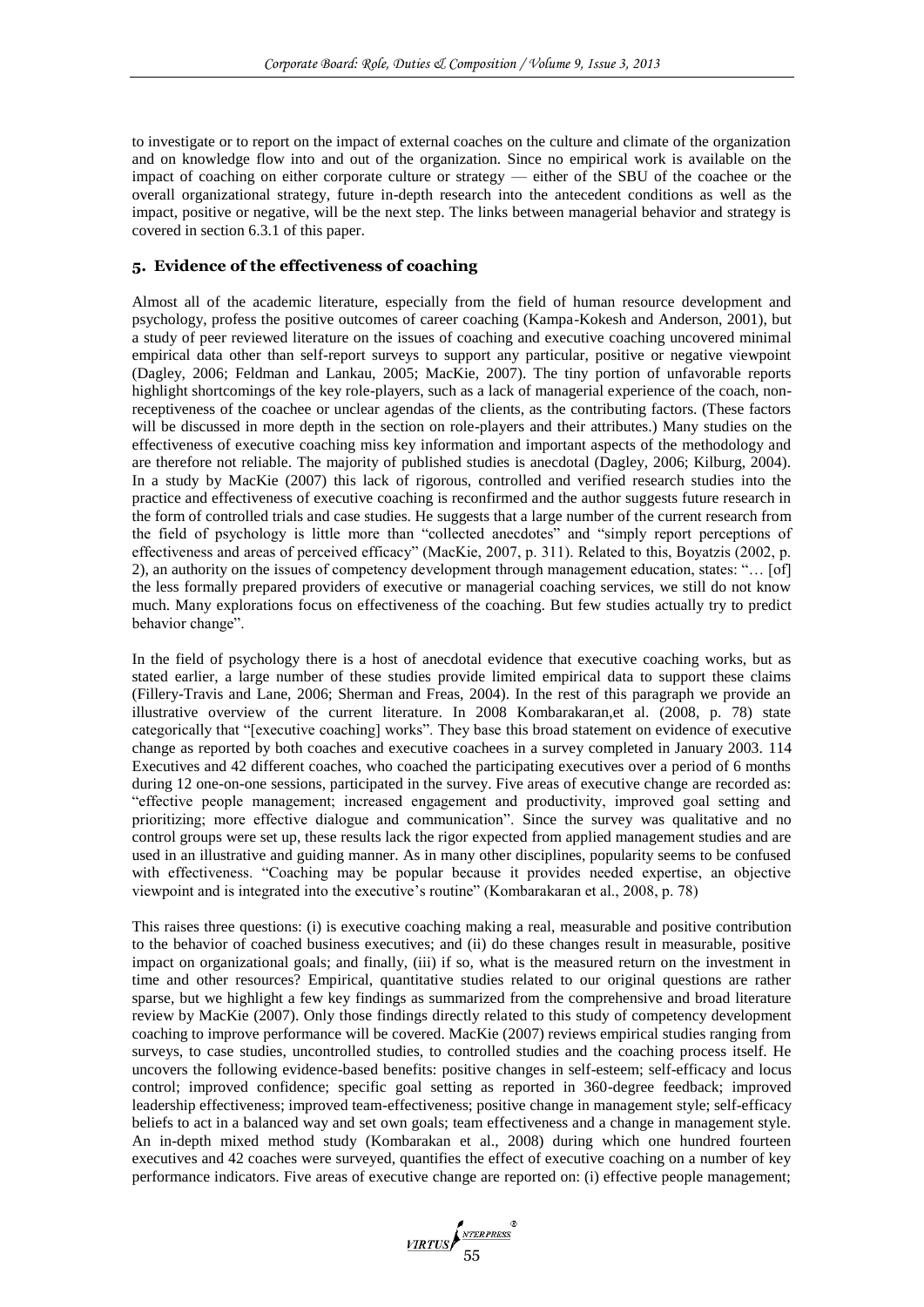to investigate or to report on the impact of external coaches on the culture and climate of the organization and on knowledge flow into and out of the organization. Since no empirical work is available on the impact of coaching on either corporate culture or strategy — either of the SBU of the coachee or the overall organizational strategy, future in-depth research into the antecedent conditions as well as the impact, positive or negative, will be the next step. The links between managerial behavior and strategy is covered in section 6.3.1 of this paper.

## 5. Evidence of the effectiveness of coaching

Almost all of the academic literature, especially from the field of human resource development and psychology, profess the positive outcomes of career coaching (Kampa-Kokesh and Anderson, 2001), but a study of peer reviewed literature on the issues of coaching and executive coaching uncovered minimal empirical data other than self-report surveys to support any particular, positive or negative viewpoint (Dagley, 2006; Feldman and Lankau, 2005; MacKie, 2007). The tiny portion of unfavorable reports highlight shortcomings of the key role-players, such as a lack of managerial experience of the coach, non-receptiveness of the coachee or unclear agendas of the clients, as the contributing factors. (These factors will be discussed in more depth in the section on role-players and their attributes.) Many studies on the effectiveness of executive coaching miss key information and important aspects of the methodology and are therefore not reliable. The majority of published studies is anecdotal (Dagley, 2006; Kilburg, 2004). In a study by MacKie (2007) this lack of rigorous, controlled and verified research studies into the practice and effectiveness of executive coaching is reconfirmed and the author suggests future research in the form of controlled trials and case studies. He suggests that a large number of the current research from the field of psychology is little more than "collected anecdotes" and "simply report perceptions of effectiveness and areas of perceived efficacy" (MacKie, 2007, p. 311). Related to this, Boyatzis (2002, p. 2), an authority on the issues of competency development through management education, states: "… [of] the less formally prepared providers of executive or managerial coaching services, we still do not know much. Many explorations focus on effectiveness of the coaching. But few studies actually try to predict behavior change".

In the field of psychology there is a host of anecdotal evidence that executive coaching works, but as stated earlier, a large number of these studies provide limited empirical data to support these claims (Fillery-Travis and Lane, 2006; Sherman and Freas, 2004). In the rest of this paragraph we provide an illustrative overview of the current literature. In 2008 Kombarakaran,et al. (2008, p. 78) state categorically that "[executive coaching] works". They base this broad statement on evidence of executive change as reported by both coaches and executive coachees in a survey completed in January 2003. 114 Executives and 42 different coaches, who coached the participating executives over a period of 6 months during 12 one-on-one sessions, participated in the survey. Five areas of executive change are recorded as: "effective people management; increased engagement and productivity, improved goal setting and prioritizing; more effective dialogue and communication". Since the survey was qualitative and no control groups were set up, these results lack the rigor expected from applied management studies and are used in an illustrative and guiding manner. As in many other disciplines, popularity seems to be confused with effectiveness. "Coaching may be popular because it provides needed expertise, an objective viewpoint and is integrated into the executive's routine" (Kombarakaran et al., 2008, p. 78)

This raises three questions: (i) is executive coaching making a real, measurable and positive contribution to the behavior of coached business executives; and (ii) do these changes result in measurable, positive impact on organizational goals; and finally, (iii) if so, what is the measured return on the investment in time and other resources? Empirical, quantitative studies related to our original questions are rather sparse, but we highlight a few key findings as summarized from the comprehensive and broad literature review by MacKie (2007). Only those findings directly related to this study of competency development coaching to improve performance will be covered. MacKie (2007) reviews empirical studies ranging from surveys, to case studies, uncontrolled studies, to controlled studies and the coaching process itself. He uncovers the following evidence-based benefits: positive changes in self-esteem; self-efficacy and locus control; improved confidence; specific goal setting as reported in 360-degree feedback; improved leadership effectiveness; improved team-effectiveness; positive change in management style; self-efficacy beliefs to act in a balanced way and set own goals; team effectiveness and a change in management style. An in-depth mixed method study (Kombarakan et al., 2008) during which one hundred fourteen executives and 42 coaches were surveyed, quantifies the effect of executive coaching on a number of key performance indicators. Five areas of executive change are reported on: (i) effective people management;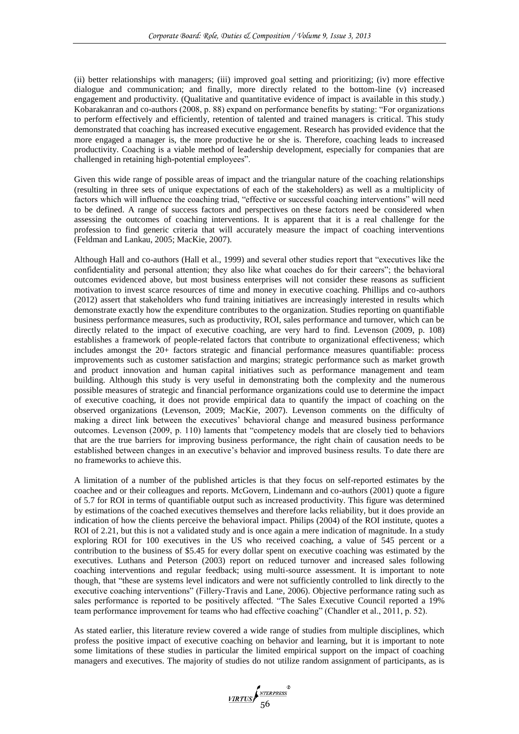(ii) better relationships with managers; (iii) improved goal setting and prioritizing; (iv) more effective dialogue and communication; and finally, more directly related to the bottom-line (v) increased engagement and productivity. (Qualitative and quantitative evidence of impact is available in this study.) Kobarakanran and co-authors (2008, p. 88) expand on performance benefits by stating: "For organizations to perform effectively and efficiently, retention of talented and trained managers is critical. This study demonstrated that coaching has increased executive engagement. Research has provided evidence that the more engaged a manager is, the more productive he or she is. Therefore, coaching leads to increased productivity. Coaching is a viable method of leadership development, especially for companies that are challenged in retaining high-potential employees".

Given this wide range of possible areas of impact and the triangular nature of the coaching relationships (resulting in three sets of unique expectations of each of the stakeholders) as well as a multiplicity of factors which will influence the coaching triad, "effective or successful coaching interventions" will need to be defined. A range of success factors and perspectives on these factors need be considered when assessing the outcomes of coaching interventions. It is apparent that it is a real challenge for the profession to find generic criteria that will accurately measure the impact of coaching interventions (Feldman and Lankau, 2005; MacKie, 2007).

Although Hall and co-authors (Hall et al., 1999) and several other studies report that "executives like the confidentiality and personal attention; they also like what coaches do for their careers"; the behavioral outcomes evidenced above, but most business enterprises will not consider these reasons as sufficient motivation to invest scarce resources of time and money in executive coaching. Phillips and co-authors (2012) assert that stakeholders who fund training initiatives are increasingly interested in results which demonstrate exactly how the expenditure contributes to the organization. Studies reporting on quantifiable business performance measures, such as productivity, ROI, sales performance and turnover, which can be directly related to the impact of executive coaching, are very hard to find. Levenson (2009, p. 108) establishes a framework of people-related factors that contribute to organizational effectiveness; which includes amongst the 20+ factors strategic and financial performance measures quantifiable: process improvements such as customer satisfaction and margins; strategic performance such as market growth and product innovation and human capital initiatives such as performance management and team building. Although this study is very useful in demonstrating both the complexity and the numerous possible measures of strategic and financial performance organizations could use to determine the impact of executive coaching, it does not provide empirical data to quantify the impact of coaching on the observed organizations (Levenson, 2009; MacKie, 2007). Levenson comments on the difficulty of making a direct link between the executives' behavioral change and measured business performance outcomes. Levenson (2009, p. 110) laments that "competency models that are closely tied to behaviors that are the true barriers for improving business performance, the right chain of causation needs to be established between changes in an executive's behavior and improved business results. To date there are no frameworks to achieve this.

A limitation of a number of the published articles is that they focus on self-reported estimates by the coachee and or their colleagues and reports. McGovern, Lindemann and co-authors (2001) quote a figure of 5.7 for ROI in terms of quantifiable output such as increased productivity. This figure was determined by estimations of the coached executives themselves and therefore lacks reliability, but it does provide an indication of how the clients perceive the behavioral impact. Philips (2004) of the ROI institute, quotes a ROI of 2.21, but this is not a validated study and is once again a mere indication of magnitude. In a study exploring ROI for 100 executives in the US who received coaching, a value of 545 percent or a contribution to the business of \$5.45 for every dollar spent on executive coaching was estimated by the executives. Luthans and Peterson (2003) report on reduced turnover and increased sales following coaching interventions and regular feedback; using multi-source assessment. It is important to note though, that "these are systems level indicators and were not sufficiently controlled to link directly to the executive coaching interventions" (Fillery-Travis and Lane, 2006). Objective performance rating such as sales performance is reported to be positively affected. "The Sales Executive Council reported a 19% team performance improvement for teams who had effective coaching" (Chandler et al., 2011, p. 52).

As stated earlier, this literature review covered a wide range of studies from multiple disciplines, which profess the positive impact of executive coaching on behavior and learning, but it is important to note some limitations of these studies in particular the limited empirical support on the impact of coaching managers and executives. The majority of studies do not utilize random assignment of participants, as is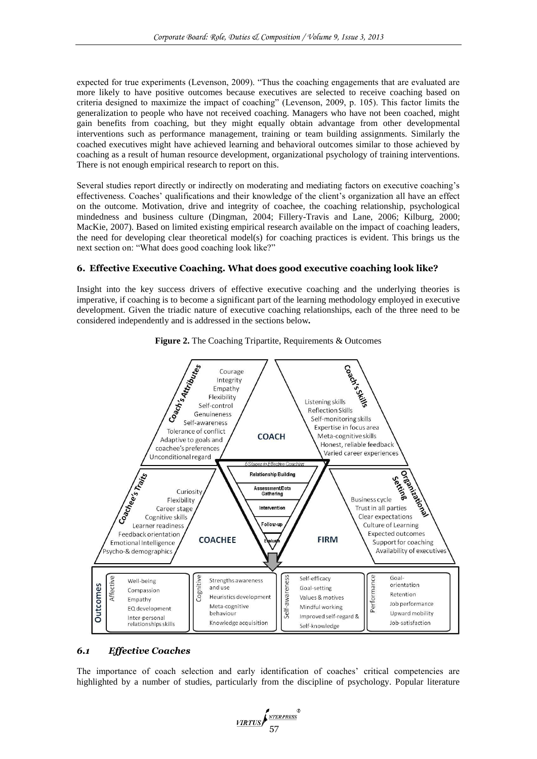expected for true experiments (Levenson, 2009). "Thus the coaching engagements that are evaluated are more likely to have positive outcomes because executives are selected to receive coaching based on criteria designed to maximize the impact of coaching" (Levenson, 2009, p. 105). This factor limits the generalization to people who have not received coaching. Managers who have not been coached, might gain benefits from coaching, but they might equally obtain advantage from other developmental interventions such as performance management, training or team building assignments. Similarly the coached executives might have achieved learning and behavioral outcomes similar to those achieved by coaching as a result of human resource development, organizational psychology of training interventions. There is not enough empirical research to report on this.

Several studies report directly or indirectly on moderating and mediating factors on executive coaching's effectiveness. Coaches' qualifications and their knowledge of the client's organization all have an effect on the outcome. Motivation, drive and integrity of coachee, the coaching relationship, psychological mindedness and business culture (Dingman, 2004; Fillery-Travis and Lane, 2006; Kilburg, 2000; MacKie, 2007). Based on limited existing empirical research available on the impact of coaching leaders, the need for developing clear theoretical model(s) for coaching practices is evident. This brings us the next section on: "What does good coaching look like?"

## 6. Effective Executive Coaching. What does good executive coaching look like?

Insight into the key success drivers of effective executive coaching and the underlying theories is imperative, if coaching is to become a significant part of the learning methodology employed in executive development. Given the triadic nature of executive coaching relationships, each of the three need to be considered independently and is addressed in the sections below**.**

**Figure 2.** The Coaching Tripartite, Requirements & Outcomes

Coach's Attributes: Courage, Integrity, Empathy, Flexibility, Self-control, Genuineness, Self-awareness, Tolerance of conflict, Adaptive to goals and coachee's preferences, Unconditional regard

Coach's Skills: Listening skills, Reflection Skills, Self-monitoring skills, Expertise in focus area, Meta-cognitive skills, Honest, reliable feedback, Varied career experiences

COACH

5 Stages in Effective Coaching: Relationship Building, Assessment/Data Gathering, Intervention, Follow-up, Evaluate

Coachee's Traits: Curiosity, Flexibility, Career stage, Cognitive skills, Learner readiness, Feedback orientation, Emotional Intelligence, Psycho-& demographics

COACHEE

FIRM

Organizational Setting: Business cycle, Trust in all parties, Clear expectations, Culture of Learning, Expected outcomes, Support for coaching, Availability of executives

Outcomes:
- Affective: Well-being, Compassion, Empathy, EQ development, Inter-personal relationships skills
- Cognitive: Strengths awareness and use, Heuristics development, Meta-cognitive behaviour, Knowledge acquisition
- Self-awareness: Self-efficacy, Goal-setting, Values & motives, Mindful working, Improved self-regard & Self-knowledge
- Performance: Goal-orientation, Retention, Job performance, Upward mobility, Job-satisfaction

### *6.1 Effective Coaches*

The importance of coach selection and early identification of coaches' critical competencies are highlighted by a number of studies, particularly from the discipline of psychology. Popular literature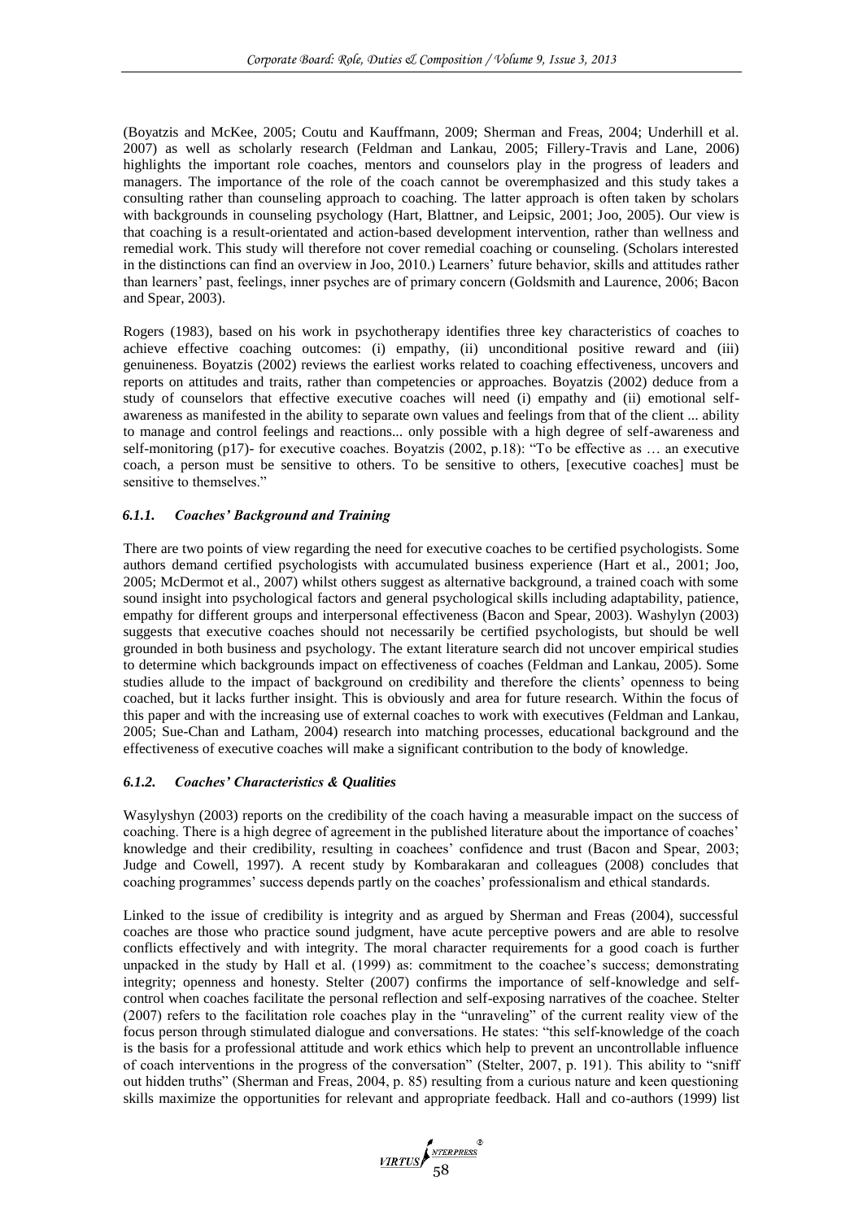(Boyatzis and McKee, 2005; Coutu and Kauffmann, 2009; Sherman and Freas, 2004; Underhill et al. 2007) as well as scholarly research (Feldman and Lankau, 2005; Fillery-Travis and Lane, 2006) highlights the important role coaches, mentors and counselors play in the progress of leaders and managers. The importance of the role of the coach cannot be overemphasized and this study takes a consulting rather than counseling approach to coaching. The latter approach is often taken by scholars with backgrounds in counseling psychology (Hart, Blattner, and Leipsic, 2001; Joo, 2005). Our view is that coaching is a result-orientated and action-based development intervention, rather than wellness and remedial work. This study will therefore not cover remedial coaching or counseling. (Scholars interested in the distinctions can find an overview in Joo, 2010.) Learners' future behavior, skills and attitudes rather than learners' past, feelings, inner psyches are of primary concern (Goldsmith and Laurence, 2006; Bacon and Spear, 2003).

Rogers (1983), based on his work in psychotherapy identifies three key characteristics of coaches to achieve effective coaching outcomes: (i) empathy, (ii) unconditional positive reward and (iii) genuineness. Boyatzis (2002) reviews the earliest works related to coaching effectiveness, uncovers and reports on attitudes and traits, rather than competencies or approaches. Boyatzis (2002) deduce from a study of counselors that effective executive coaches will need (i) empathy and (ii) emotional self-awareness as manifested in the ability to separate own values and feelings from that of the client ... ability to manage and control feelings and reactions... only possible with a high degree of self-awareness and self-monitoring (p17)- for executive coaches. Boyatzis (2002, p.18): "To be effective as … an executive coach, a person must be sensitive to others. To be sensitive to others, [executive coaches] must be sensitive to themselves."

### *6.1.1. Coaches' Background and Training*

There are two points of view regarding the need for executive coaches to be certified psychologists. Some authors demand certified psychologists with accumulated business experience (Hart et al., 2001; Joo, 2005; McDermot et al., 2007) whilst others suggest as alternative background, a trained coach with some sound insight into psychological factors and general psychological skills including adaptability, patience, empathy for different groups and interpersonal effectiveness (Bacon and Spear, 2003). Washylyn (2003) suggests that executive coaches should not necessarily be certified psychologists, but should be well grounded in both business and psychology. The extant literature search did not uncover empirical studies to determine which backgrounds impact on effectiveness of coaches (Feldman and Lankau, 2005). Some studies allude to the impact of background on credibility and therefore the clients' openness to being coached, but it lacks further insight. This is obviously and area for future research. Within the focus of this paper and with the increasing use of external coaches to work with executives (Feldman and Lankau, 2005; Sue-Chan and Latham, 2004) research into matching processes, educational background and the effectiveness of executive coaches will make a significant contribution to the body of knowledge.

### *6.1.2. Coaches' Characteristics & Qualities*

Wasylyshyn (2003) reports on the credibility of the coach having a measurable impact on the success of coaching. There is a high degree of agreement in the published literature about the importance of coaches' knowledge and their credibility, resulting in coachees' confidence and trust (Bacon and Spear, 2003; Judge and Cowell, 1997). A recent study by Kombarakaran and colleagues (2008) concludes that coaching programmes' success depends partly on the coaches' professionalism and ethical standards.

Linked to the issue of credibility is integrity and as argued by Sherman and Freas (2004), successful coaches are those who practice sound judgment, have acute perceptive powers and are able to resolve conflicts effectively and with integrity. The moral character requirements for a good coach is further unpacked in the study by Hall et al. (1999) as: commitment to the coachee's success; demonstrating integrity; openness and honesty. Stelter (2007) confirms the importance of self-knowledge and self-control when coaches facilitate the personal reflection and self-exposing narratives of the coachee. Stelter (2007) refers to the facilitation role coaches play in the "unraveling" of the current reality view of the focus person through stimulated dialogue and conversations. He states: "this self-knowledge of the coach is the basis for a professional attitude and work ethics which help to prevent an uncontrollable influence of coach interventions in the progress of the conversation" (Stelter, 2007, p. 191). This ability to "sniff out hidden truths" (Sherman and Freas, 2004, p. 85) resulting from a curious nature and keen questioning skills maximize the opportunities for relevant and appropriate feedback. Hall and co-authors (1999) list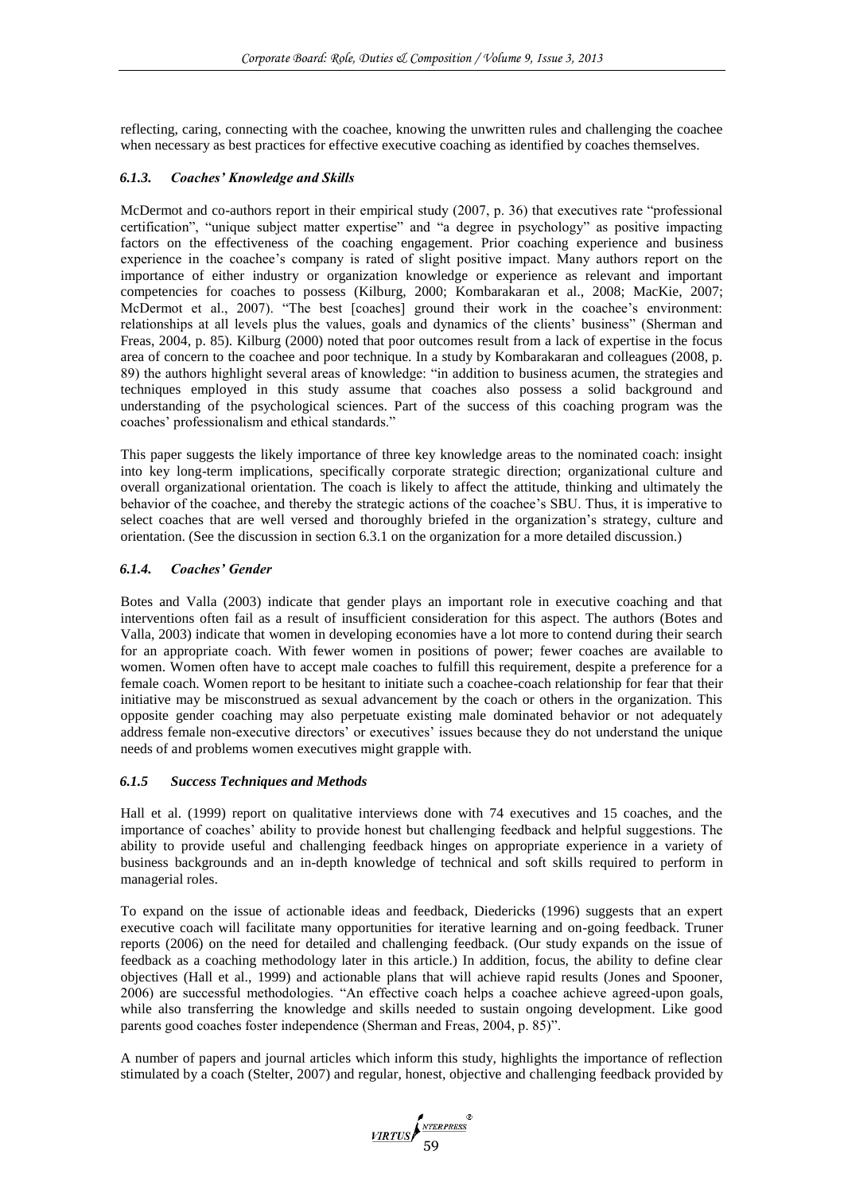reflecting, caring, connecting with the coachee, knowing the unwritten rules and challenging the coachee when necessary as best practices for effective executive coaching as identified by coaches themselves.

### *6.1.3. Coaches' Knowledge and Skills*

McDermot and co-authors report in their empirical study (2007, p. 36) that executives rate "professional certification", "unique subject matter expertise" and "a degree in psychology" as positive impacting factors on the effectiveness of the coaching engagement. Prior coaching experience and business experience in the coachee's company is rated of slight positive impact. Many authors report on the importance of either industry or organization knowledge or experience as relevant and important competencies for coaches to possess (Kilburg, 2000; Kombarakaran et al., 2008; MacKie, 2007; McDermot et al., 2007). "The best [coaches] ground their work in the coachee's environment: relationships at all levels plus the values, goals and dynamics of the clients' business" (Sherman and Freas, 2004, p. 85). Kilburg (2000) noted that poor outcomes result from a lack of expertise in the focus area of concern to the coachee and poor technique. In a study by Kombarakaran and colleagues (2008, p. 89) the authors highlight several areas of knowledge: "in addition to business acumen, the strategies and techniques employed in this study assume that coaches also possess a solid background and understanding of the psychological sciences. Part of the success of this coaching program was the coaches' professionalism and ethical standards."

This paper suggests the likely importance of three key knowledge areas to the nominated coach: insight into key long-term implications, specifically corporate strategic direction; organizational culture and overall organizational orientation. The coach is likely to affect the attitude, thinking and ultimately the behavior of the coachee, and thereby the strategic actions of the coachee's SBU. Thus, it is imperative to select coaches that are well versed and thoroughly briefed in the organization's strategy, culture and orientation. (See the discussion in section 6.3.1 on the organization for a more detailed discussion.)

### *6.1.4. Coaches' Gender*

Botes and Valla (2003) indicate that gender plays an important role in executive coaching and that interventions often fail as a result of insufficient consideration for this aspect. The authors (Botes and Valla, 2003) indicate that women in developing economies have a lot more to contend during their search for an appropriate coach. With fewer women in positions of power; fewer coaches are available to women. Women often have to accept male coaches to fulfill this requirement, despite a preference for a female coach. Women report to be hesitant to initiate such a coachee-coach relationship for fear that their initiative may be misconstrued as sexual advancement by the coach or others in the organization. This opposite gender coaching may also perpetuate existing male dominated behavior or not adequately address female non-executive directors' or executives' issues because they do not understand the unique needs of and problems women executives might grapple with.

### *6.1.5 Success Techniques and Methods*

Hall et al. (1999) report on qualitative interviews done with 74 executives and 15 coaches, and the importance of coaches' ability to provide honest but challenging feedback and helpful suggestions. The ability to provide useful and challenging feedback hinges on appropriate experience in a variety of business backgrounds and an in-depth knowledge of technical and soft skills required to perform in managerial roles.

To expand on the issue of actionable ideas and feedback, Diedericks (1996) suggests that an expert executive coach will facilitate many opportunities for iterative learning and on-going feedback. Truner reports (2006) on the need for detailed and challenging feedback. (Our study expands on the issue of feedback as a coaching methodology later in this article.) In addition, focus, the ability to define clear objectives (Hall et al., 1999) and actionable plans that will achieve rapid results (Jones and Spooner, 2006) are successful methodologies. "An effective coach helps a coachee achieve agreed-upon goals, while also transferring the knowledge and skills needed to sustain ongoing development. Like good parents good coaches foster independence (Sherman and Freas, 2004, p. 85)".

A number of papers and journal articles which inform this study, highlights the importance of reflection stimulated by a coach (Stelter, 2007) and regular, honest, objective and challenging feedback provided by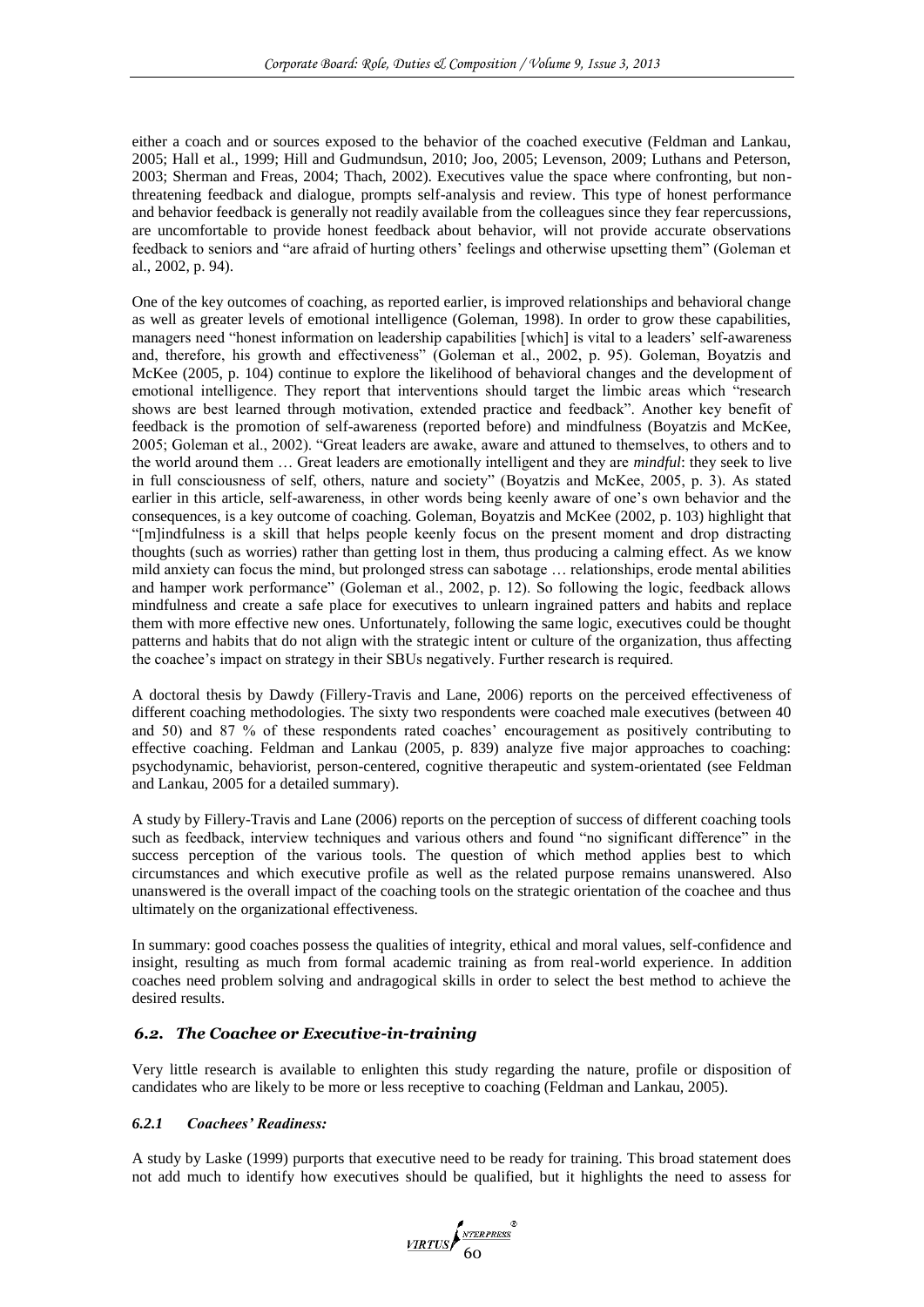either a coach and or sources exposed to the behavior of the coached executive (Feldman and Lankau, 2005; Hall et al., 1999; Hill and Gudmundsun, 2010; Joo, 2005; Levenson, 2009; Luthans and Peterson, 2003; Sherman and Freas, 2004; Thach, 2002). Executives value the space where confronting, but non-threatening feedback and dialogue, prompts self-analysis and review. This type of honest performance and behavior feedback is generally not readily available from the colleagues since they fear repercussions, are uncomfortable to provide honest feedback about behavior, will not provide accurate observations feedback to seniors and "are afraid of hurting others' feelings and otherwise upsetting them" (Goleman et al., 2002, p. 94).

One of the key outcomes of coaching, as reported earlier, is improved relationships and behavioral change as well as greater levels of emotional intelligence (Goleman, 1998). In order to grow these capabilities, managers need "honest information on leadership capabilities [which] is vital to a leaders' self-awareness and, therefore, his growth and effectiveness" (Goleman et al., 2002, p. 95). Goleman, Boyatzis and McKee (2005, p. 104) continue to explore the likelihood of behavioral changes and the development of emotional intelligence. They report that interventions should target the limbic areas which "research shows are best learned through motivation, extended practice and feedback". Another key benefit of feedback is the promotion of self-awareness (reported before) and mindfulness (Boyatzis and McKee, 2005; Goleman et al., 2002). "Great leaders are awake, aware and attuned to themselves, to others and to the world around them … Great leaders are emotionally intelligent and they are *mindful*: they seek to live in full consciousness of self, others, nature and society" (Boyatzis and McKee, 2005, p. 3). As stated earlier in this article, self-awareness, in other words being keenly aware of one's own behavior and the consequences, is a key outcome of coaching. Goleman, Boyatzis and McKee (2002, p. 103) highlight that "[m]indfulness is a skill that helps people keenly focus on the present moment and drop distracting thoughts (such as worries) rather than getting lost in them, thus producing a calming effect. As we know mild anxiety can focus the mind, but prolonged stress can sabotage … relationships, erode mental abilities and hamper work performance" (Goleman et al., 2002, p. 12). So following the logic, feedback allows mindfulness and create a safe place for executives to unlearn ingrained patters and habits and replace them with more effective new ones. Unfortunately, following the same logic, executives could be thought patterns and habits that do not align with the strategic intent or culture of the organization, thus affecting the coachee's impact on strategy in their SBUs negatively. Further research is required.

A doctoral thesis by Dawdy (Fillery-Travis and Lane, 2006) reports on the perceived effectiveness of different coaching methodologies. The sixty two respondents were coached male executives (between 40 and 50) and 87 % of these respondents rated coaches' encouragement as positively contributing to effective coaching. Feldman and Lankau (2005, p. 839) analyze five major approaches to coaching: psychodynamic, behaviorist, person-centered, cognitive therapeutic and system-orientated (see Feldman and Lankau, 2005 for a detailed summary).

A study by Fillery-Travis and Lane (2006) reports on the perception of success of different coaching tools such as feedback, interview techniques and various others and found "no significant difference" in the success perception of the various tools. The question of which method applies best to which circumstances and which executive profile as well as the related purpose remains unanswered. Also unanswered is the overall impact of the coaching tools on the strategic orientation of the coachee and thus ultimately on the organizational effectiveness.

In summary: good coaches possess the qualities of integrity, ethical and moral values, self-confidence and insight, resulting as much from formal academic training as from real-world experience. In addition coaches need problem solving and andragogical skills in order to select the best method to achieve the desired results.

### *6.2. The Coachee or Executive-in-training*

Very little research is available to enlighten this study regarding the nature, profile or disposition of candidates who are likely to be more or less receptive to coaching (Feldman and Lankau, 2005).

#### *6.2.1 Coachees' Readiness:*

A study by Laske (1999) purports that executive need to be ready for training. This broad statement does not add much to identify how executives should be qualified, but it highlights the need to assess for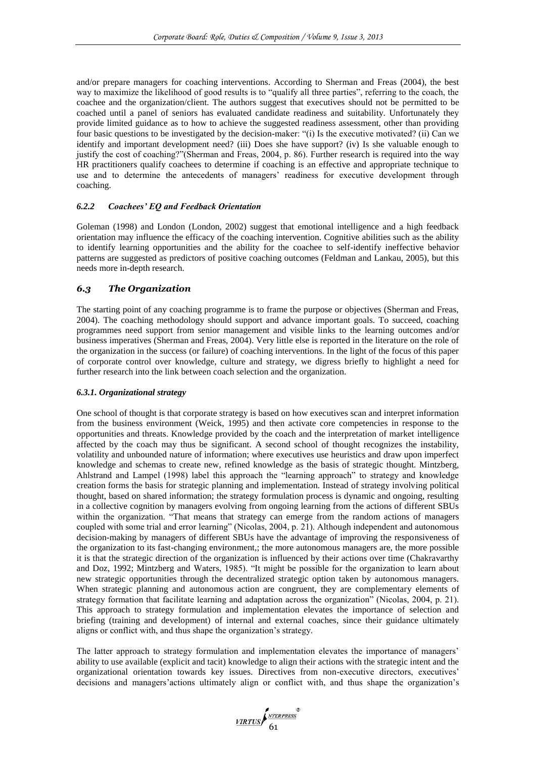and/or prepare managers for coaching interventions. According to Sherman and Freas (2004), the best way to maximize the likelihood of good results is to "qualify all three parties", referring to the coach, the coachee and the organization/client. The authors suggest that executives should not be permitted to be coached until a panel of seniors has evaluated candidate readiness and suitability. Unfortunately they provide limited guidance as to how to achieve the suggested readiness assessment, other than providing four basic questions to be investigated by the decision-maker: "(i) Is the executive motivated? (ii) Can we identify and important development need? (iii) Does she have support? (iv) Is she valuable enough to justify the cost of coaching?"(Sherman and Freas, 2004, p. 86). Further research is required into the way HR practitioners qualify coachees to determine if coaching is an effective and appropriate technique to use and to determine the antecedents of managers' readiness for executive development through coaching.

#### *6.2.2 Coachees' EQ and Feedback Orientation*

Goleman (1998) and London (London, 2002) suggest that emotional intelligence and a high feedback orientation may influence the efficacy of the coaching intervention. Cognitive abilities such as the ability to identify learning opportunities and the ability for the coachee to self-identify ineffective behavior patterns are suggested as predictors of positive coaching outcomes (Feldman and Lankau, 2005), but this needs more in-depth research.

### *6.3 The Organization*

The starting point of any coaching programme is to frame the purpose or objectives (Sherman and Freas, 2004). The coaching methodology should support and advance important goals. To succeed, coaching programmes need support from senior management and visible links to the learning outcomes and/or business imperatives (Sherman and Freas, 2004). Very little else is reported in the literature on the role of the organization in the success (or failure) of coaching interventions. In the light of the focus of this paper of corporate control over knowledge, culture and strategy, we digress briefly to highlight a need for further research into the link between coach selection and the organization.

#### *6.3.1. Organizational strategy*

One school of thought is that corporate strategy is based on how executives scan and interpret information from the business environment (Weick, 1995) and then activate core competencies in response to the opportunities and threats. Knowledge provided by the coach and the interpretation of market intelligence affected by the coach may thus be significant. A second school of thought recognizes the instability, volatility and unbounded nature of information; where executives use heuristics and draw upon imperfect knowledge and schemas to create new, refined knowledge as the basis of strategic thought. Mintzberg, Ahlstrand and Lampel (1998) label this approach the "learning approach" to strategy and knowledge creation forms the basis for strategic planning and implementation. Instead of strategy involving political thought, based on shared information; the strategy formulation process is dynamic and ongoing, resulting in a collective cognition by managers evolving from ongoing learning from the actions of different SBUs within the organization. "That means that strategy can emerge from the random actions of managers coupled with some trial and error learning" (Nicolas, 2004, p. 21). Although independent and autonomous decision-making by managers of different SBUs have the advantage of improving the responsiveness of the organization to its fast-changing environment,; the more autonomous managers are, the more possible it is that the strategic direction of the organization is influenced by their actions over time (Chakravarthy and Doz, 1992; Mintzberg and Waters, 1985). "It might be possible for the organization to learn about new strategic opportunities through the decentralized strategic option taken by autonomous managers. When strategic planning and autonomous action are congruent, they are complementary elements of strategy formation that facilitate learning and adaptation across the organization" (Nicolas, 2004, p. 21). This approach to strategy formulation and implementation elevates the importance of selection and briefing (training and development) of internal and external coaches, since their guidance ultimately aligns or conflict with, and thus shape the organization's strategy.

The latter approach to strategy formulation and implementation elevates the importance of managers' ability to use available (explicit and tacit) knowledge to align their actions with the strategic intent and the organizational orientation towards key issues. Directives from non-executive directors, executives' decisions and managers'actions ultimately align or conflict with, and thus shape the organization's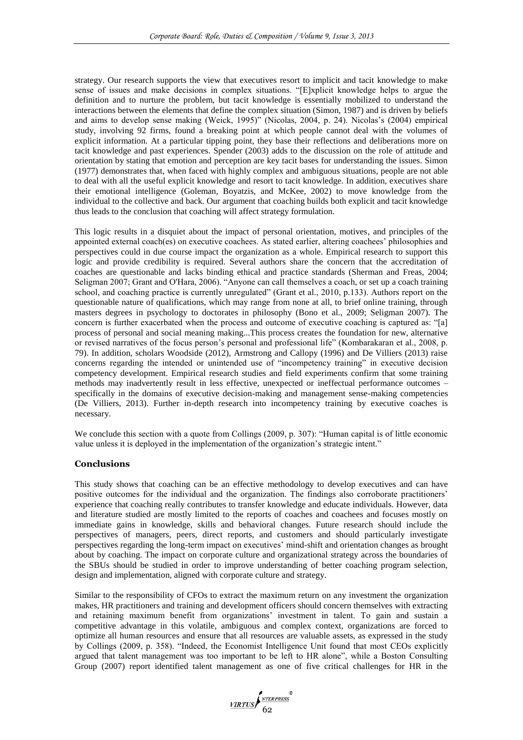strategy. Our research supports the view that executives resort to implicit and tacit knowledge to make sense of issues and make decisions in complex situations. "[E]xplicit knowledge helps to argue the definition and to nurture the problem, but tacit knowledge is essentially mobilized to understand the interactions between the elements that define the complex situation (Simon, 1987) and is driven by beliefs and aims to develop sense making (Weick, 1995)" (Nicolas, 2004, p. 24). Nicolas's (2004) empirical study, involving 92 firms, found a breaking point at which people cannot deal with the volumes of explicit information. At a particular tipping point, they base their reflections and deliberations more on tacit knowledge and past experiences. Spender (2003) adds to the discussion on the role of attitude and orientation by stating that emotion and perception are key tacit bases for understanding the issues. Simon (1977) demonstrates that, when faced with highly complex and ambiguous situations, people are not able to deal with all the useful explicit knowledge and resort to tacit knowledge. In addition, executives share their emotional intelligence (Goleman, Boyatzis, and McKee, 2002) to move knowledge from the individual to the collective and back. Our argument that coaching builds both explicit and tacit knowledge thus leads to the conclusion that coaching will affect strategy formulation.

This logic results in a disquiet about the impact of personal orientation, motives, and principles of the appointed external coach(es) on executive coachees. As stated earlier, altering coachees' philosophies and perspectives could in due course impact the organization as a whole. Empirical research to support this logic and provide credibility is required. Several authors share the concern that the accreditation of coaches are questionable and lacks binding ethical and practice standards (Sherman and Freas, 2004; Seligman 2007; Grant and O'Hara, 2006). "Anyone can call themselves a coach, or set up a coach training school, and coaching practice is currently unregulated" (Grant et al., 2010, p.133). Authors report on the questionable nature of qualifications, which may range from none at all, to brief online training, through masters degrees in psychology to doctorates in philosophy (Bono et al., 2009; Seligman 2007). The concern is further exacerbated when the process and outcome of executive coaching is captured as: "[a] process of personal and social meaning making...This process creates the foundation for new, alternative or revised narratives of the focus person's personal and professional life" (Kombarakaran et al., 2008, p. 79). In addition, scholars Woodside (2012), Armstrong and Callopy (1996) and De Villiers (2013) raise concerns regarding the intended or unintended use of "incompetency training" in executive decision competency development. Empirical research studies and field experiments confirm that some training methods may inadvertently result in less effective, unexpected or ineffectual performance outcomes – specifically in the domains of executive decision-making and management sense-making competencies (De Villiers, 2013). Further in-depth research into incompetency training by executive coaches is necessary.

We conclude this section with a quote from Collings (2009, p. 307): "Human capital is of little economic value unless it is deployed in the implementation of the organization's strategic intent."

## Conclusions

This study shows that coaching can be an effective methodology to develop executives and can have positive outcomes for the individual and the organization. The findings also corroborate practitioners' experience that coaching really contributes to transfer knowledge and educate individuals. However, data and literature studied are mostly limited to the reports of coaches and coachees and focuses mostly on immediate gains in knowledge, skills and behavioral changes. Future research should include the perspectives of managers, peers, direct reports, and customers and should particularly investigate perspectives regarding the long-term impact on executives' mind-shift and orientation changes as brought about by coaching. The impact on corporate culture and organizational strategy across the boundaries of the SBUs should be studied in order to improve understanding of better coaching program selection, design and implementation, aligned with corporate culture and strategy.

Similar to the responsibility of CFOs to extract the maximum return on any investment the organization makes, HR practitioners and training and development officers should concern themselves with extracting and retaining maximum benefit from organizations' investment in talent. To gain and sustain a competitive advantage in this volatile, ambiguous and complex context, organizations are forced to optimize all human resources and ensure that all resources are valuable assets, as expressed in the study by Collings (2009, p. 358). "Indeed, the Economist Intelligence Unit found that most CEOs explicitly argued that talent management was too important to be left to HR alone", while a Boston Consulting Group (2007) report identified talent management as one of five critical challenges for HR in the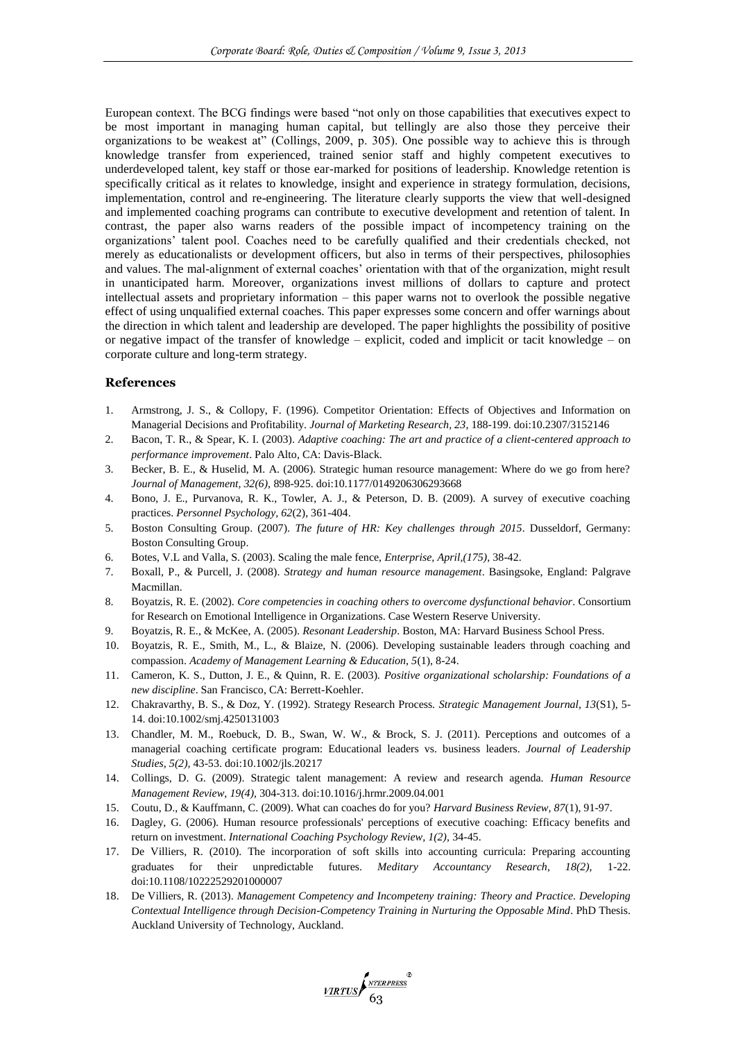European context. The BCG findings were based "not only on those capabilities that executives expect to be most important in managing human capital, but tellingly are also those they perceive their organizations to be weakest at" (Collings, 2009, p. 305). One possible way to achieve this is through knowledge transfer from experienced, trained senior staff and highly competent executives to underdeveloped talent, key staff or those ear-marked for positions of leadership. Knowledge retention is specifically critical as it relates to knowledge, insight and experience in strategy formulation, decisions, implementation, control and re-engineering. The literature clearly supports the view that well-designed and implemented coaching programs can contribute to executive development and retention of talent. In contrast, the paper also warns readers of the possible impact of incompetency training on the organizations' talent pool. Coaches need to be carefully qualified and their credentials checked, not merely as educationalists or development officers, but also in terms of their perspectives, philosophies and values. The mal-alignment of external coaches' orientation with that of the organization, might result in unanticipated harm. Moreover, organizations invest millions of dollars to capture and protect intellectual assets and proprietary information – this paper warns not to overlook the possible negative effect of using unqualified external coaches. This paper expresses some concern and offer warnings about the direction in which talent and leadership are developed. The paper highlights the possibility of positive or negative impact of the transfer of knowledge – explicit, coded and implicit or tacit knowledge – on corporate culture and long-term strategy.

## References

1. Armstrong, J. S., & Collopy, F. (1996). Competitor Orientation: Effects of Objectives and Information on Managerial Decisions and Profitability. *Journal of Marketing Research, 23,* 188-199. doi:10.2307/3152146
2. Bacon, T. R., & Spear, K. I. (2003). *Adaptive coaching: The art and practice of a client-centered approach to performance improvement*. Palo Alto, CA: Davis-Black.
3. Becker, B. E., & Huselid, M. A. (2006). Strategic human resource management: Where do we go from here? *Journal of Management, 32(6),* 898-925. doi:10.1177/0149206306293668
4. Bono, J. E., Purvanova, R. K., Towler, A. J., & Peterson, D. B. (2009). A survey of executive coaching practices. *Personnel Psychology, 62*(2), 361-404.
5. Boston Consulting Group. (2007). *The future of HR: Key challenges through 2015*. Dusseldorf, Germany: Boston Consulting Group.
6. Botes, V.L and Valla, S. (2003). Scaling the male fence, *Enterprise, April,(175),* 38-42.
7. Boxall, P., & Purcell, J. (2008). *Strategy and human resource management*. Basingsoke, England: Palgrave Macmillan.
8. Boyatzis, R. E. (2002). *Core competencies in coaching others to overcome dysfunctional behavior*. Consortium for Research on Emotional Intelligence in Organizations. Case Western Reserve University.
9. Boyatzis, R. E., & McKee, A. (2005). *Resonant Leadership*. Boston, MA: Harvard Business School Press.
10. Boyatzis, R. E., Smith, M., L., & Blaize, N. (2006). Developing sustainable leaders through coaching and compassion. *Academy of Management Learning & Education, 5*(1), 8-24.
11. Cameron, K. S., Dutton, J. E., & Quinn, R. E. (2003). *Positive organizational scholarship: Foundations of a new discipline*. San Francisco, CA: Berrett-Koehler.
12. Chakravarthy, B. S., & Doz, Y. (1992). Strategy Research Process. *Strategic Management Journal, 13*(S1), 5-14. doi:10.1002/smj.4250131003
13. Chandler, M. M., Roebuck, D. B., Swan, W. W., & Brock, S. J. (2011). Perceptions and outcomes of a managerial coaching certificate program: Educational leaders vs. business leaders. *Journal of Leadership Studies, 5(2),* 43-53. doi:10.1002/jls.20217
14. Collings, D. G. (2009). Strategic talent management: A review and research agenda. *Human Resource Management Review, 19(4),* 304-313. doi:10.1016/j.hrmr.2009.04.001
15. Coutu, D., & Kauffmann, C. (2009). What can coaches do for you? *Harvard Business Review, 87*(1), 91-97.
16. Dagley, G. (2006). Human resource professionals' perceptions of executive coaching: Efficacy benefits and return on investment. *International Coaching Psychology Review, 1(2),* 34-45.
17. De Villiers, R. (2010). The incorporation of soft skills into accounting curricula: Preparing accounting graduates for their unpredictable futures. *Meditary Accountancy Research, 18(2),* 1-22. doi:10.1108/10222529201000007
18. De Villiers, R. (2013). *Management Competency and Incompeteny training: Theory and Practice. Developing Contextual Intelligence through Decision-Competency Training in Nurturing the Opposable Mind*. PhD Thesis. Auckland University of Technology, Auckland.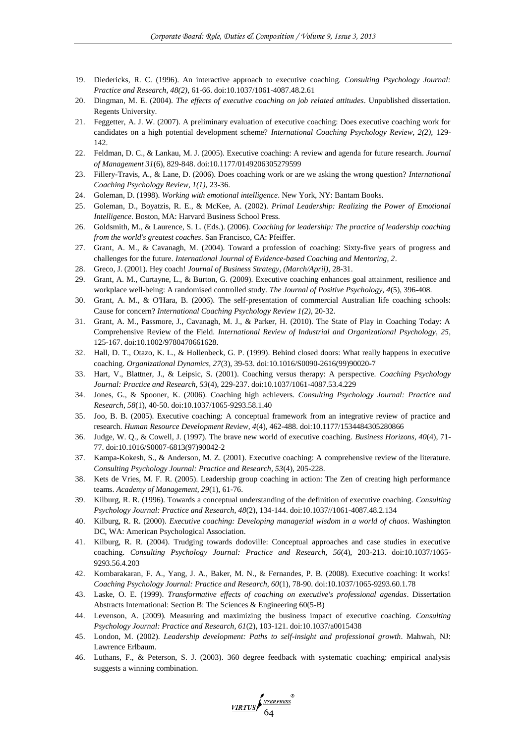19. Diedericks, R. C. (1996). An interactive approach to executive coaching. *Consulting Psychology Journal: Practice and Research, 48(2),* 61-66. doi:10.1037/1061-4087.48.2.61
20. Dingman, M. E. (2004). *The effects of executive coaching on job related attitudes*. Unpublished dissertation. Regents University.
21. Feggetter, A. J. W. (2007). A preliminary evaluation of executive coaching: Does executive coaching work for candidates on a high potential development scheme? *International Coaching Psychology Review, 2(2),* 129-142.
22. Feldman, D. C., & Lankau, M. J. (2005). Executive coaching: A review and agenda for future research. *Journal of Management 31*(6), 829-848. doi:10.1177/0149206305279599
23. Fillery-Travis, A., & Lane, D. (2006). Does coaching work or are we asking the wrong question? *International Coaching Psychology Review, 1(1),* 23-36.
24. Goleman, D. (1998). *Working with emotional intelligence*. New York, NY: Bantam Books.
25. Goleman, D., Boyatzis, R. E., & McKee, A. (2002). *Primal Leadership: Realizing the Power of Emotional Intelligence*. Boston, MA: Harvard Business School Press.
26. Goldsmith, M., & Laurence, S. L. (Eds.). (2006). *Coaching for leadership: The practice of leadership coaching from the world's greatest coaches*. San Francisco, CA: Pfeiffer.
27. Grant, A. M., & Cavanagh, M. (2004). Toward a profession of coaching: Sixty-five years of progress and challenges for the future. *International Journal of Evidence-based Coaching and Mentoring, 2*.
28. Greco, J. (2001). Hey coach! *Journal of Business Strategy, (March/April),* 28-31.
29. Grant, A. M., Curtayne, L., & Burton, G. (2009). Executive coaching enhances goal attainment, resilience and workplace well-being: A randomised controlled study. *The Journal of Positive Psychology, 4*(5), 396-408.
30. Grant, A. M., & O'Hara, B. (2006). The self-presentation of commercial Australian life coaching schools: Cause for concern? *International Coaching Psychology Review 1(2),* 20-32.
31. Grant, A. M., Passmore, J., Cavanagh, M. J., & Parker, H. (2010). The State of Play in Coaching Today: A Comprehensive Review of the Field. *International Review of Industrial and Organizational Psychology, 25,* 125-167. doi:10.1002/9780470661628.
32. Hall, D. T., Otazo, K. L., & Hollenbeck, G. P. (1999). Behind closed doors: What really happens in executive coaching. *Organizational Dynamics, 27*(3), 39-53. doi:10.1016/S0090-2616(99)90020-7
33. Hart, V., Blattner, J., & Leipsic, S. (2001). Coaching versus therapy: A perspective. *Coaching Psychology Journal: Practice and Research, 53*(4), 229-237. doi:10.1037/1061-4087.53.4.229
34. Jones, G., & Spooner, K. (2006). Coaching high achievers. *Consulting Psychology Journal: Practice and Research, 58*(1), 40-50. doi:10.1037/1065-9293.58.1.40
35. Joo, B. B. (2005). Executive coaching: A conceptual framework from an integrative review of practice and research. *Human Resource Development Review, 4*(4), 462-488. doi:10.1177/1534484305280866
36. Judge, W. Q., & Cowell, J. (1997). The brave new world of executive coaching. *Business Horizons, 40*(4), 71-77. doi:10.1016/S0007-6813(97)90042-2
37. Kampa-Kokesh, S., & Anderson, M. Z. (2001). Executive coaching: A comprehensive review of the literature. *Consulting Psychology Journal: Practice and Research, 53*(4), 205-228.
38. Kets de Vries, M. F. R. (2005). Leadership group coaching in action: The Zen of creating high performance teams. *Academy of Management, 29*(1), 61-76.
39. Kilburg, R. R. (1996). Towards a conceptual understanding of the definition of executive coaching. *Consulting Psychology Journal: Practice and Research, 48*(2), 134-144. doi:10.1037//1061-4087.48.2.134
40. Kilburg, R. R. (2000). *Executive coaching: Developing managerial wisdom in a world of chaos*. Washington DC, WA: American Psychological Association.
41. Kilburg, R. R. (2004). Trudging towards dodoville: Conceptual approaches and case studies in executive coaching. *Consulting Psychology Journal: Practice and Research, 56*(4), 203-213. doi:10.1037/1065-9293.56.4.203
42. Kombarakaran, F. A., Yang, J. A., Baker, M. N., & Fernandes, P. B. (2008). Executive coaching: It works! *Coaching Psychology Journal: Practice and Research, 60*(1), 78-90. doi:10.1037/1065-9293.60.1.78
43. Laske, O. E. (1999). *Transformative effects of coaching on executive's professional agendas*. Dissertation Abstracts International: Section B: The Sciences & Engineering 60(5-B)
44. Levenson, A. (2009). Measuring and maximizing the business impact of executive coaching. *Consulting Psychology Journal: Practice and Research, 61*(2), 103-121. doi:10.1037/a0015438
45. London, M. (2002). *Leadership development: Paths to self-insight and professional growth*. Mahwah, NJ: Lawrence Erlbaum.
46. Luthans, F., & Peterson, S. J. (2003). 360 degree feedback with systematic coaching: empirical analysis suggests a winning combination.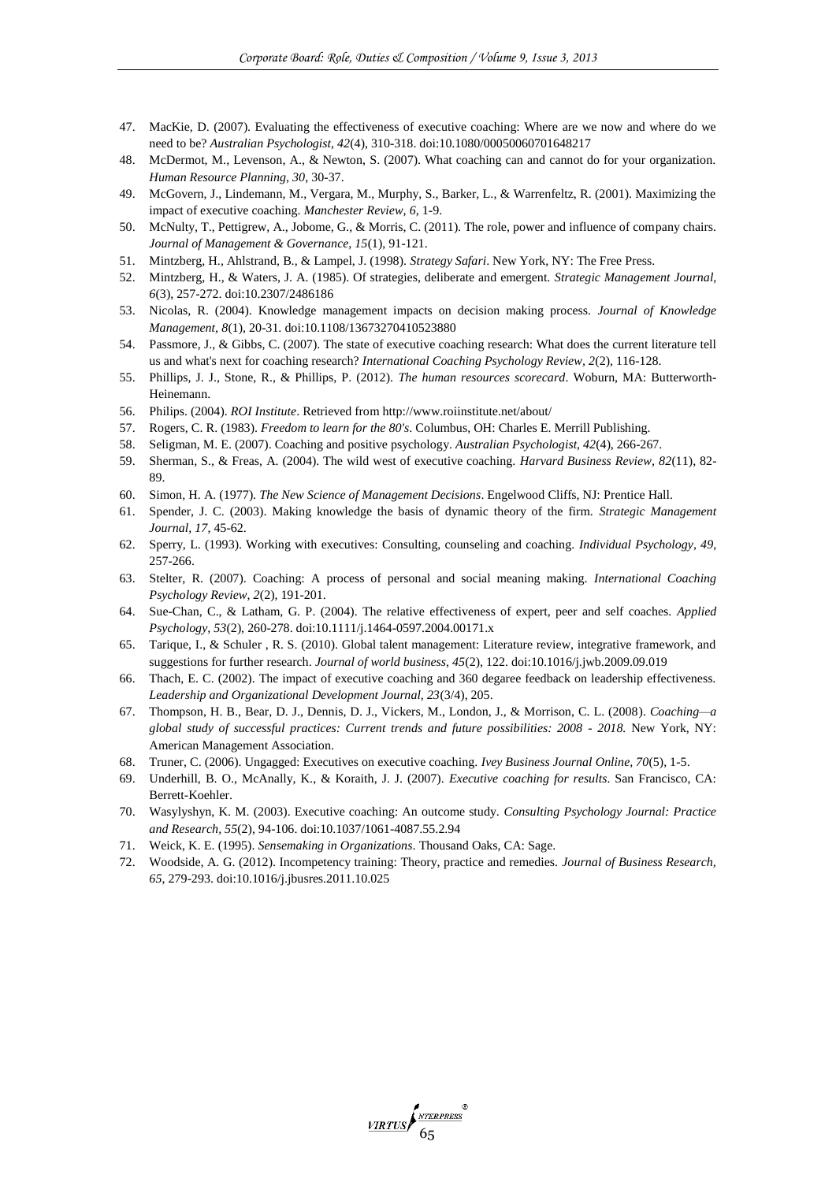47. MacKie, D. (2007). Evaluating the effectiveness of executive coaching: Where are we now and where do we need to be? *Australian Psychologist, 42*(4), 310-318. doi:10.1080/00050060701648217
48. McDermot, M., Levenson, A., & Newton, S. (2007). What coaching can and cannot do for your organization. *Human Resource Planning, 30*, 30-37.
49. McGovern, J., Lindemann, M., Vergara, M., Murphy, S., Barker, L., & Warrenfeltz, R. (2001). Maximizing the impact of executive coaching. *Manchester Review, 6*, 1-9.
50. McNulty, T., Pettigrew, A., Jobome, G., & Morris, C. (2011). The role, power and influence of company chairs. *Journal of Management & Governance, 15*(1), 91-121.
51. Mintzberg, H., Ahlstrand, B., & Lampel, J. (1998). *Strategy Safari*. New York, NY: The Free Press.
52. Mintzberg, H., & Waters, J. A. (1985). Of strategies, deliberate and emergent. *Strategic Management Journal, 6*(3), 257-272. doi:10.2307/2486186
53. Nicolas, R. (2004). Knowledge management impacts on decision making process. *Journal of Knowledge Management, 8*(1), 20-31. doi:10.1108/13673270410523880
54. Passmore, J., & Gibbs, C. (2007). The state of executive coaching research: What does the current literature tell us and what's next for coaching research? *International Coaching Psychology Review, 2*(2), 116-128.
55. Phillips, J. J., Stone, R., & Phillips, P. (2012). *The human resources scorecard*. Woburn, MA: Butterworth-Heinemann.
56. Philips. (2004). *ROI Institute*. Retrieved from http://www.roiinstitute.net/about/
57. Rogers, C. R. (1983). *Freedom to learn for the 80's*. Columbus, OH: Charles E. Merrill Publishing.
58. Seligman, M. E. (2007). Coaching and positive psychology. *Australian Psychologist, 42*(4), 266-267.
59. Sherman, S., & Freas, A. (2004). The wild west of executive coaching. *Harvard Business Review, 82*(11), 82-89.
60. Simon, H. A. (1977). *The New Science of Management Decisions*. Engelwood Cliffs, NJ: Prentice Hall.
61. Spender, J. C. (2003). Making knowledge the basis of dynamic theory of the firm. *Strategic Management Journal, 17*, 45-62.
62. Sperry, L. (1993). Working with executives: Consulting, counseling and coaching. *Individual Psychology, 49*, 257-266.
63. Stelter, R. (2007). Coaching: A process of personal and social meaning making. *International Coaching Psychology Review, 2*(2), 191-201.
64. Sue-Chan, C., & Latham, G. P. (2004). The relative effectiveness of expert, peer and self coaches. *Applied Psychology, 53*(2), 260-278. doi:10.1111/j.1464-0597.2004.00171.x
65. Tarique, I., & Schuler , R. S. (2010). Global talent management: Literature review, integrative framework, and suggestions for further research. *Journal of world business, 45*(2), 122. doi:10.1016/j.jwb.2009.09.019
66. Thach, E. C. (2002). The impact of executive coaching and 360 degaree feedback on leadership effectiveness. *Leadership and Organizational Development Journal, 23*(3/4), 205.
67. Thompson, H. B., Bear, D. J., Dennis, D. J., Vickers, M., London, J., & Morrison, C. L. (2008). *Coaching—a global study of successful practices: Current trends and future possibilities: 2008 - 2018*. New York, NY: American Management Association.
68. Truner, C. (2006). Ungagged: Executives on executive coaching. *Ivey Business Journal Online, 70*(5), 1-5.
69. Underhill, B. O., McAnally, K., & Koraith, J. J. (2007). *Executive coaching for results*. San Francisco, CA: Berrett-Koehler.
70. Wasylyshyn, K. M. (2003). Executive coaching: An outcome study. *Consulting Psychology Journal: Practice and Research, 55*(2), 94-106. doi:10.1037/1061-4087.55.2.94
71. Weick, K. E. (1995). *Sensemaking in Organizations*. Thousand Oaks, CA: Sage.
72. Woodside, A. G. (2012). Incompetency training: Theory, practice and remedies. *Journal of Business Research, 65*, 279-293. doi:10.1016/j.jbusres.2011.10.025